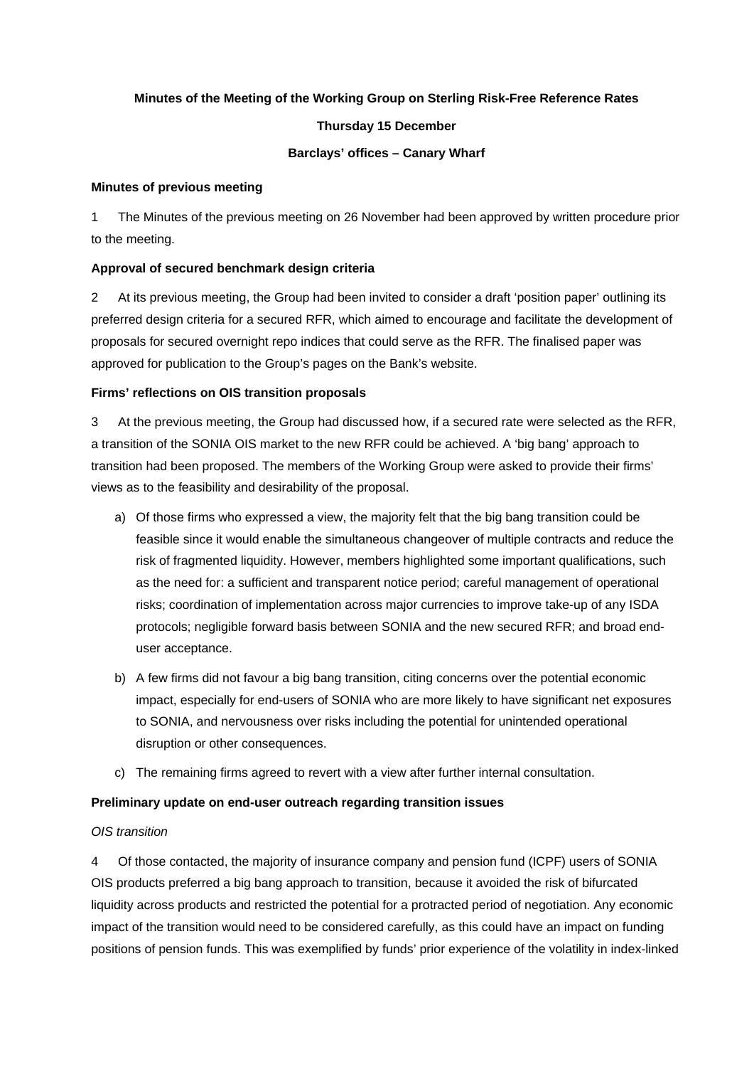**Minutes of the Meeting of the Working Group on Sterling Risk-Free Reference Rates**

**Thursday 15 December**

**Barclays' offices – Canary Wharf**

**Minutes of previous meeting**

1 The Minutes of the previous meeting on 26 November had been approved by written procedure prior to the meeting.

**Approval of secured benchmark design criteria**

2 At its previous meeting, the Group had been invited to consider a draft 'position paper' outlining its preferred design criteria for a secured RFR, which aimed to encourage and facilitate the development of proposals for secured overnight repo indices that could serve as the RFR. The finalised paper was approved for publication to the Group's pages on the Bank's website.

**Firms' reflections on OIS transition proposals**

3 At the previous meeting, the Group had discussed how, if a secured rate were selected as the RFR, a transition of the SONIA OIS market to the new RFR could be achieved. A 'big bang' approach to transition had been proposed. The members of the Working Group were asked to provide their firms' views as to the feasibility and desirability of the proposal.

a) Of those firms who expressed a view, the majority felt that the big bang transition could be feasible since it would enable the simultaneous changeover of multiple contracts and reduce the risk of fragmented liquidity. However, members highlighted some important qualifications, such as the need for: a sufficient and transparent notice period; careful management of operational risks; coordination of implementation across major currencies to improve take-up of any ISDA protocols; negligible forward basis between SONIA and the new secured RFR; and broad end-user acceptance.

b) A few firms did not favour a big bang transition, citing concerns over the potential economic impact, especially for end-users of SONIA who are more likely to have significant net exposures to SONIA, and nervousness over risks including the potential for unintended operational disruption or other consequences.

c) The remaining firms agreed to revert with a view after further internal consultation.

**Preliminary update on end-user outreach regarding transition issues**

*OIS transition*

4 Of those contacted, the majority of insurance company and pension fund (ICPF) users of SONIA OIS products preferred a big bang approach to transition, because it avoided the risk of bifurcated liquidity across products and restricted the potential for a protracted period of negotiation. Any economic impact of the transition would need to be considered carefully, as this could have an impact on funding positions of pension funds. This was exemplified by funds' prior experience of the volatility in index-linked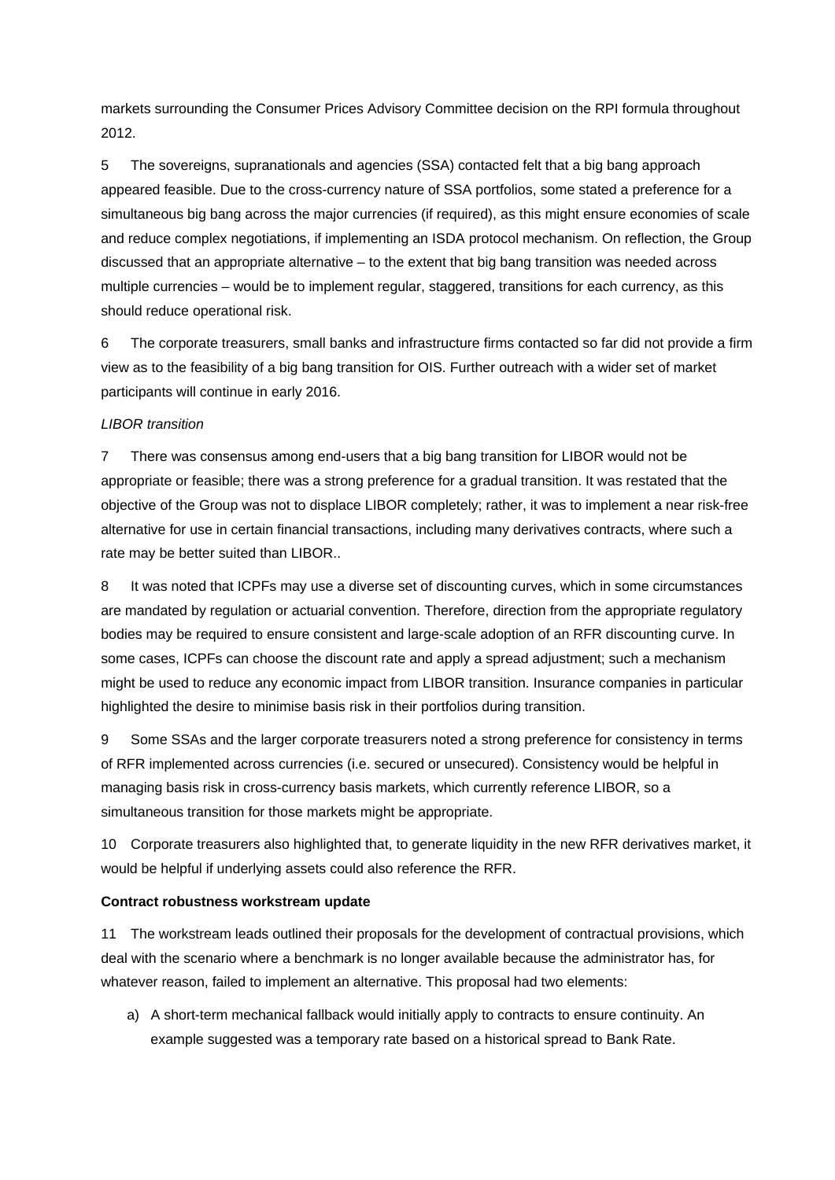markets surrounding the Consumer Prices Advisory Committee decision on the RPI formula throughout 2012.

5 The sovereigns, supranationals and agencies (SSA) contacted felt that a big bang approach appeared feasible. Due to the cross-currency nature of SSA portfolios, some stated a preference for a simultaneous big bang across the major currencies (if required), as this might ensure economies of scale and reduce complex negotiations, if implementing an ISDA protocol mechanism. On reflection, the Group discussed that an appropriate alternative – to the extent that big bang transition was needed across multiple currencies – would be to implement regular, staggered, transitions for each currency, as this should reduce operational risk.

6 The corporate treasurers, small banks and infrastructure firms contacted so far did not provide a firm view as to the feasibility of a big bang transition for OIS. Further outreach with a wider set of market participants will continue in early 2016.

*LIBOR transition*

7 There was consensus among end-users that a big bang transition for LIBOR would not be appropriate or feasible; there was a strong preference for a gradual transition. It was restated that the objective of the Group was not to displace LIBOR completely; rather, it was to implement a near risk-free alternative for use in certain financial transactions, including many derivatives contracts, where such a rate may be better suited than LIBOR..

8 It was noted that ICPFs may use a diverse set of discounting curves, which in some circumstances are mandated by regulation or actuarial convention. Therefore, direction from the appropriate regulatory bodies may be required to ensure consistent and large-scale adoption of an RFR discounting curve. In some cases, ICPFs can choose the discount rate and apply a spread adjustment; such a mechanism might be used to reduce any economic impact from LIBOR transition. Insurance companies in particular highlighted the desire to minimise basis risk in their portfolios during transition.

9 Some SSAs and the larger corporate treasurers noted a strong preference for consistency in terms of RFR implemented across currencies (i.e. secured or unsecured). Consistency would be helpful in managing basis risk in cross-currency basis markets, which currently reference LIBOR, so a simultaneous transition for those markets might be appropriate.

10 Corporate treasurers also highlighted that, to generate liquidity in the new RFR derivatives market, it would be helpful if underlying assets could also reference the RFR.

**Contract robustness workstream update**

11 The workstream leads outlined their proposals for the development of contractual provisions, which deal with the scenario where a benchmark is no longer available because the administrator has, for whatever reason, failed to implement an alternative. This proposal had two elements:

a) A short-term mechanical fallback would initially apply to contracts to ensure continuity. An example suggested was a temporary rate based on a historical spread to Bank Rate.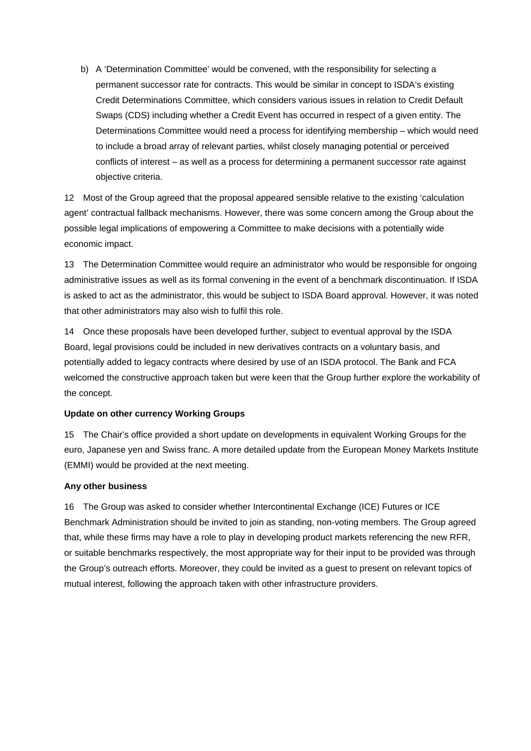b) A 'Determination Committee' would be convened, with the responsibility for selecting a permanent successor rate for contracts. This would be similar in concept to ISDA's existing Credit Determinations Committee, which considers various issues in relation to Credit Default Swaps (CDS) including whether a Credit Event has occurred in respect of a given entity. The Determinations Committee would need a process for identifying membership – which would need to include a broad array of relevant parties, whilst closely managing potential or perceived conflicts of interest – as well as a process for determining a permanent successor rate against objective criteria.

12 Most of the Group agreed that the proposal appeared sensible relative to the existing 'calculation agent' contractual fallback mechanisms. However, there was some concern among the Group about the possible legal implications of empowering a Committee to make decisions with a potentially wide economic impact.

13 The Determination Committee would require an administrator who would be responsible for ongoing administrative issues as well as its formal convening in the event of a benchmark discontinuation. If ISDA is asked to act as the administrator, this would be subject to ISDA Board approval. However, it was noted that other administrators may also wish to fulfil this role.

14 Once these proposals have been developed further, subject to eventual approval by the ISDA Board, legal provisions could be included in new derivatives contracts on a voluntary basis, and potentially added to legacy contracts where desired by use of an ISDA protocol. The Bank and FCA welcomed the constructive approach taken but were keen that the Group further explore the workability of the concept.

**Update on other currency Working Groups**

15 The Chair's office provided a short update on developments in equivalent Working Groups for the euro, Japanese yen and Swiss franc. A more detailed update from the European Money Markets Institute (EMMI) would be provided at the next meeting.

**Any other business**

16 The Group was asked to consider whether Intercontinental Exchange (ICE) Futures or ICE Benchmark Administration should be invited to join as standing, non-voting members. The Group agreed that, while these firms may have a role to play in developing product markets referencing the new RFR, or suitable benchmarks respectively, the most appropriate way for their input to be provided was through the Group's outreach efforts. Moreover, they could be invited as a guest to present on relevant topics of mutual interest, following the approach taken with other infrastructure providers.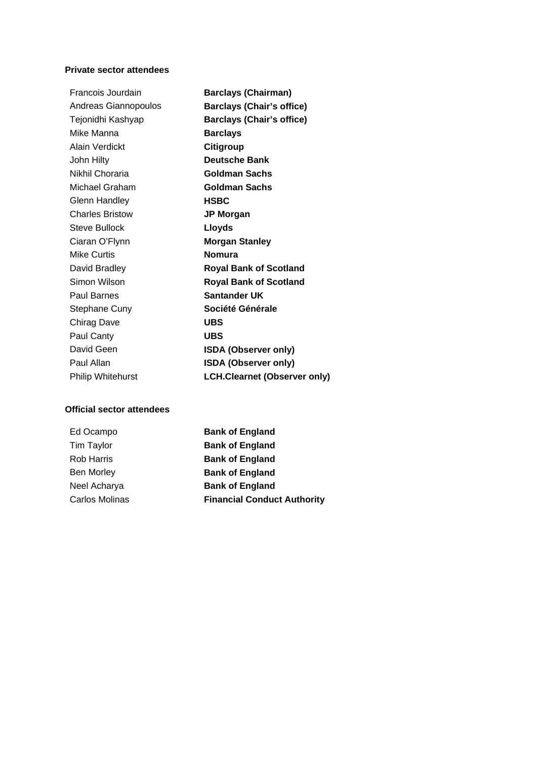**Private sector attendees**

| | |
|---|---|
| Francois Jourdain | **Barclays (Chairman)** |
| Andreas Giannopoulos | **Barclays (Chair's office)** |
| Tejonidhi Kashyap | **Barclays (Chair's office)** |
| Mike Manna | **Barclays** |
| Alain Verdickt | **Citigroup** |
| John Hilty | **Deutsche Bank** |
| Nikhil Choraria | **Goldman Sachs** |
| Michael Graham | **Goldman Sachs** |
| Glenn Handley | **HSBC** |
| Charles Bristow | **JP Morgan** |
| Steve Bullock | **Lloyds** |
| Ciaran O'Flynn | **Morgan Stanley** |
| Mike Curtis | **Nomura** |
| David Bradley | **Royal Bank of Scotland** |
| Simon Wilson | **Royal Bank of Scotland** |
| Paul Barnes | **Santander UK** |
| Stephane Cuny | **Société Générale** |
| Chirag Dave | **UBS** |
| Paul Canty | **UBS** |
| David Geen | **ISDA (Observer only)** |
| Paul Allan | **ISDA (Observer only)** |
| Philip Whitehurst | **LCH.Clearnet (Observer only)** |

**Official sector attendees**

| | |
|---|---|
| Ed Ocampo | **Bank of England** |
| Tim Taylor | **Bank of England** |
| Rob Harris | **Bank of England** |
| Ben Morley | **Bank of England** |
| Neel Acharya | **Bank of England** |
| Carlos Molinas | **Financial Conduct Authority** |